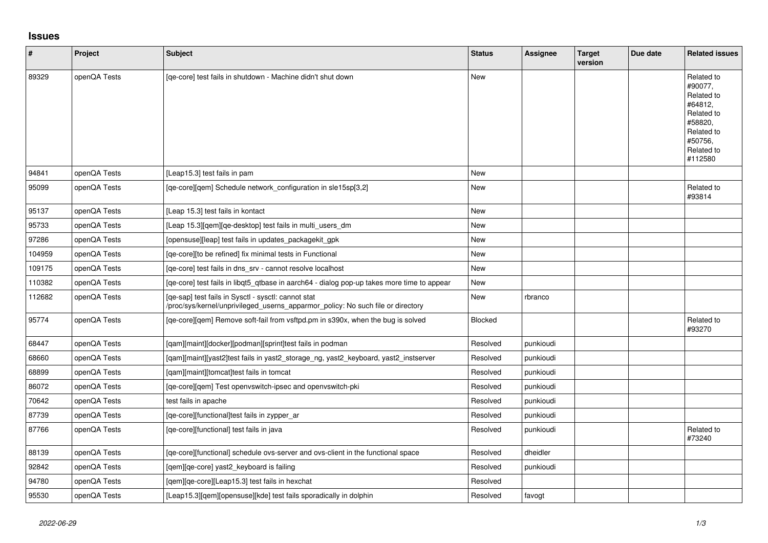# Issues

| # | Project | Subject | Status | Assignee | Target version | Due date | Related issues |
|---|---|---|---|---|---|---|---|
| 89329 | openQA Tests | [qe-core] test fails in shutdown - Machine didn't shut down | New | | | | Related to #90077, Related to #64812, Related to #58820, Related to #50756, Related to #112580 |
| 94841 | openQA Tests | [Leap15.3] test fails in pam | New | | | | |
| 95099 | openQA Tests | [qe-core][qem] Schedule network_configuration in sle15sp[3,2] | New | | | | Related to #93814 |
| 95137 | openQA Tests | [Leap 15.3] test fails in kontact | New | | | | |
| 95733 | openQA Tests | [Leap 15.3][qem][qe-desktop] test fails in multi_users_dm | New | | | | |
| 97286 | openQA Tests | [opensuse][leap] test fails in updates_packagekit_gpk | New | | | | |
| 104959 | openQA Tests | [qe-core][to be refined] fix minimal tests in Functional | New | | | | |
| 109175 | openQA Tests | [qe-core] test fails in dns_srv - cannot resolve localhost | New | | | | |
| 110382 | openQA Tests | [qe-core] test fails in libqt5_qtbase in aarch64 - dialog pop-up takes more time to appear | New | | | | |
| 112682 | openQA Tests | [qe-sap] test fails in Sysctl - sysctl: cannot stat /proc/sys/kernel/unprivileged_userns_apparmor_policy: No such file or directory | New | rbranco | | | |
| 95774 | openQA Tests | [qe-core][qem] Remove soft-fail from vsftpd.pm in s390x, when the bug is solved | Blocked | | | | Related to #93270 |
| 68447 | openQA Tests | [qam][maint][docker][podman][sprint]test fails in podman | Resolved | punkioudi | | | |
| 68660 | openQA Tests | [qam][maint][yast2]test fails in yast2_storage_ng, yast2_keyboard, yast2_instserver | Resolved | punkioudi | | | |
| 68899 | openQA Tests | [qam][maint][tomcat]test fails in tomcat | Resolved | punkioudi | | | |
| 86072 | openQA Tests | [qe-core][qem] Test openvswitch-ipsec and openvswitch-pki | Resolved | punkioudi | | | |
| 70642 | openQA Tests | test fails in apache | Resolved | punkioudi | | | |
| 87739 | openQA Tests | [qe-core][functional]test fails in zypper_ar | Resolved | punkioudi | | | |
| 87766 | openQA Tests | [qe-core][functional] test fails in java | Resolved | punkioudi | | | Related to #73240 |
| 88139 | openQA Tests | [qe-core][functional] schedule ovs-server and ovs-client in the functional space | Resolved | dheidler | | | |
| 92842 | openQA Tests | [qem][qe-core] yast2_keyboard is failing | Resolved | punkioudi | | | |
| 94780 | openQA Tests | [qem][qe-core][Leap15.3] test fails in hexchat | Resolved | | | | |
| 95530 | openQA Tests | [Leap15.3][qem][opensuse][kde] test fails sporadically in dolphin | Resolved | favogt | | | |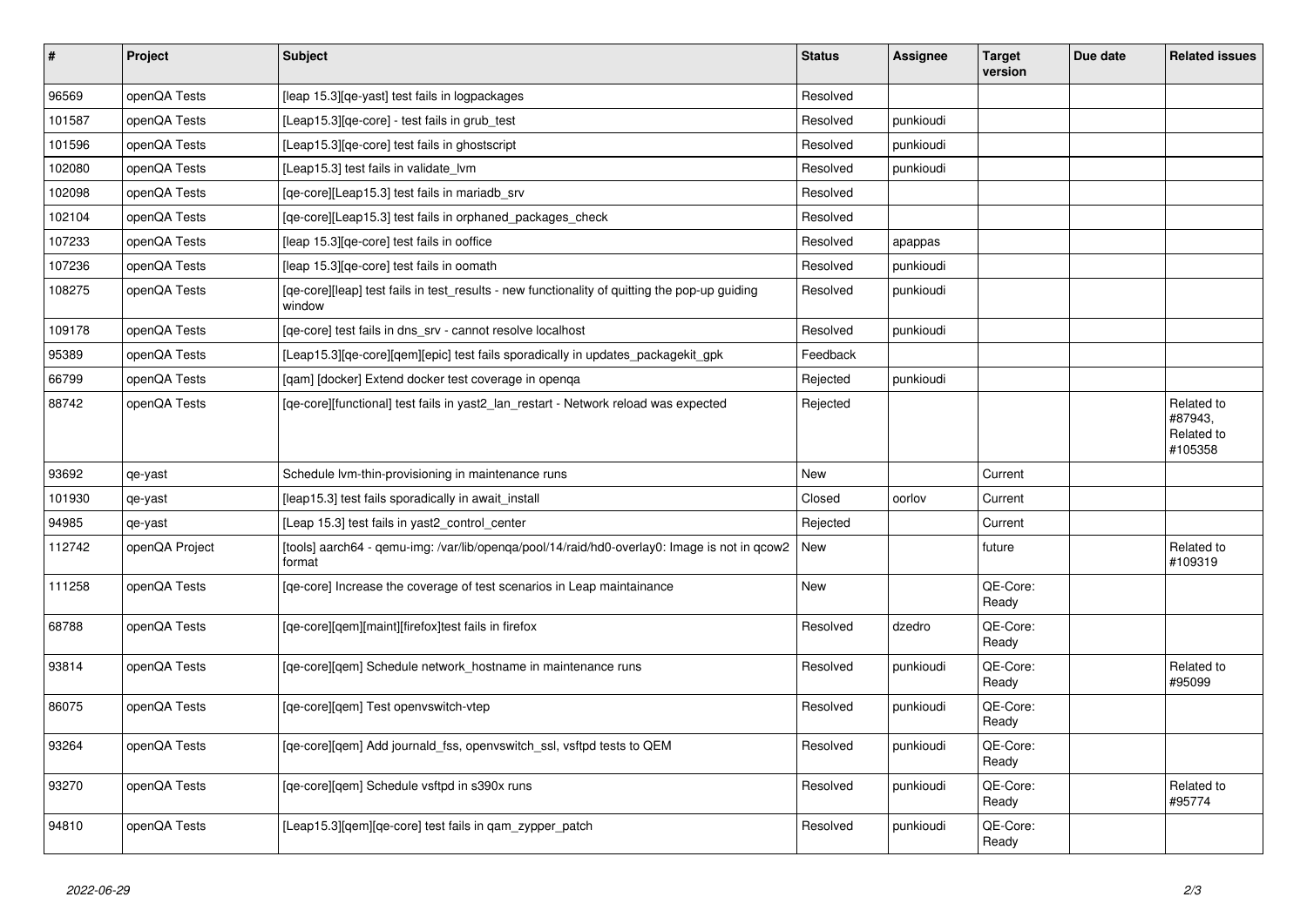| # | Project | Subject | Status | Assignee | Target version | Due date | Related issues |
|---|---|---|---|---|---|---|---|
| 96569 | openQA Tests | [leap 15.3][qe-yast] test fails in logpackages | Resolved | | | | |
| 101587 | openQA Tests | [Leap15.3][qe-core] - test fails in grub_test | Resolved | punkioudi | | | |
| 101596 | openQA Tests | [Leap15.3][qe-core] test fails in ghostscript | Resolved | punkioudi | | | |
| 102080 | openQA Tests | [Leap15.3] test fails in validate_lvm | Resolved | punkioudi | | | |
| 102098 | openQA Tests | [qe-core][Leap15.3] test fails in mariadb_srv | Resolved | | | | |
| 102104 | openQA Tests | [qe-core][Leap15.3] test fails in orphaned_packages_check | Resolved | | | | |
| 107233 | openQA Tests | [leap 15.3][qe-core] test fails in ooffice | Resolved | apappas | | | |
| 107236 | openQA Tests | [leap 15.3][qe-core] test fails in oomath | Resolved | punkioudi | | | |
| 108275 | openQA Tests | [qe-core][leap] test fails in test_results - new functionality of quitting the pop-up guiding window | Resolved | punkioudi | | | |
| 109178 | openQA Tests | [qe-core] test fails in dns_srv - cannot resolve localhost | Resolved | punkioudi | | | |
| 95389 | openQA Tests | [Leap15.3][qe-core][qem][epic] test fails sporadically in updates_packagekit_gpk | Feedback | | | | |
| 66799 | openQA Tests | [qam] [docker] Extend docker test coverage in openqa | Rejected | punkioudi | | | |
| 88742 | openQA Tests | [qe-core][functional] test fails in yast2_lan_restart - Network reload was expected | Rejected | | | | Related to #87943, Related to #105358 |
| 93692 | qe-yast | Schedule lvm-thin-provisioning in maintenance runs | New | | Current | | |
| 101930 | qe-yast | [leap15.3] test fails sporadically in await_install | Closed | oorlov | Current | | |
| 94985 | qe-yast | [Leap 15.3] test fails in yast2_control_center | Rejected | | Current | | |
| 112742 | openQA Project | [tools] aarch64 - qemu-img: /var/lib/openqa/pool/14/raid/hd0-overlay0: Image is not in qcow2 format | New | | future | | Related to #109319 |
| 111258 | openQA Tests | [qe-core] Increase the coverage of test scenarios in Leap maintainance | New | | QE-Core: Ready | | |
| 68788 | openQA Tests | [qe-core][qem][maint][firefox]test fails in firefox | Resolved | dzedro | QE-Core: Ready | | |
| 93814 | openQA Tests | [qe-core][qem] Schedule network_hostname in maintenance runs | Resolved | punkioudi | QE-Core: Ready | | Related to #95099 |
| 86075 | openQA Tests | [qe-core][qem] Test openvswitch-vtep | Resolved | punkioudi | QE-Core: Ready | | |
| 93264 | openQA Tests | [qe-core][qem] Add journald_fss, openvswitch_ssl, vsftpd tests to QEM | Resolved | punkioudi | QE-Core: Ready | | |
| 93270 | openQA Tests | [qe-core][qem] Schedule vsftpd in s390x runs | Resolved | punkioudi | QE-Core: Ready | | Related to #95774 |
| 94810 | openQA Tests | [Leap15.3][qem][qe-core] test fails in qam_zypper_patch | Resolved | punkioudi | QE-Core: Ready | | |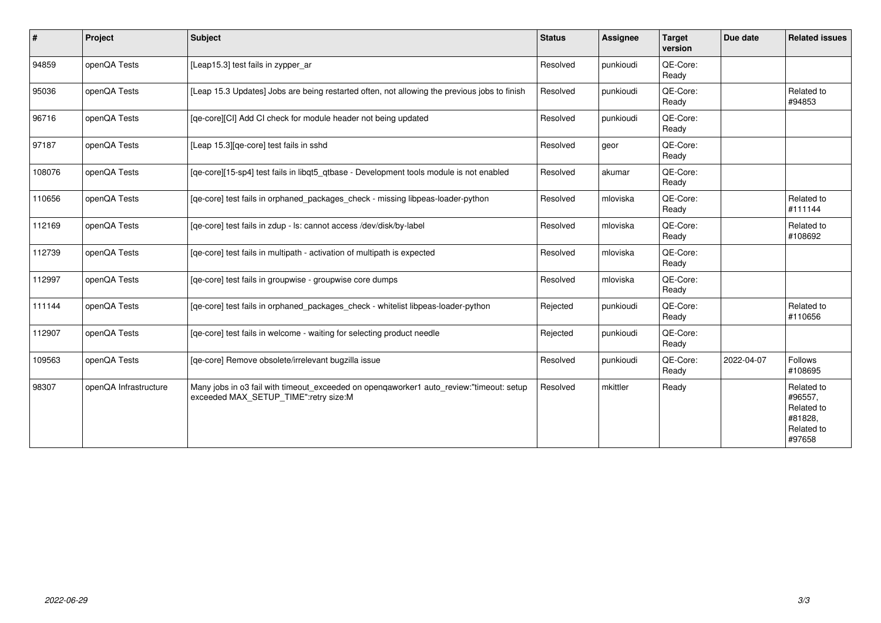| # | Project | Subject | Status | Assignee | Target version | Due date | Related issues |
|---|---|---|---|---|---|---|---|
| 94859 | openQA Tests | [Leap15.3] test fails in zypper_ar | Resolved | punkioudi | QE-Core: Ready | | |
| 95036 | openQA Tests | [Leap 15.3 Updates] Jobs are being restarted often, not allowing the previous jobs to finish | Resolved | punkioudi | QE-Core: Ready | | Related to #94853 |
| 96716 | openQA Tests | [qe-core][CI] Add CI check for module header not being updated | Resolved | punkioudi | QE-Core: Ready | | |
| 97187 | openQA Tests | [Leap 15.3][qe-core] test fails in sshd | Resolved | geor | QE-Core: Ready | | |
| 108076 | openQA Tests | [qe-core][15-sp4] test fails in libqt5_qtbase - Development tools module is not enabled | Resolved | akumar | QE-Core: Ready | | |
| 110656 | openQA Tests | [qe-core] test fails in orphaned_packages_check - missing libpeas-loader-python | Resolved | mloviska | QE-Core: Ready | | Related to #111144 |
| 112169 | openQA Tests | [qe-core] test fails in zdup - ls: cannot access /dev/disk/by-label | Resolved | mloviska | QE-Core: Ready | | Related to #108692 |
| 112739 | openQA Tests | [qe-core] test fails in multipath - activation of multipath is expected | Resolved | mloviska | QE-Core: Ready | | |
| 112997 | openQA Tests | [qe-core] test fails in groupwise - groupwise core dumps | Resolved | mloviska | QE-Core: Ready | | |
| 111144 | openQA Tests | [qe-core] test fails in orphaned_packages_check - whitelist libpeas-loader-python | Rejected | punkioudi | QE-Core: Ready | | Related to #110656 |
| 112907 | openQA Tests | [qe-core] test fails in welcome - waiting for selecting product needle | Rejected | punkioudi | QE-Core: Ready | | |
| 109563 | openQA Tests | [qe-core] Remove obsolete/irrelevant bugzilla issue | Resolved | punkioudi | QE-Core: Ready | 2022-04-07 | Follows #108695 |
| 98307 | openQA Infrastructure | Many jobs in o3 fail with timeout_exceeded on openqaworker1 auto_review:"timeout: setup exceeded MAX_SETUP_TIME":retry size:M | Resolved | mkittler | Ready | | Related to #96557, Related to #81828, Related to #97658 |

2022-06-29